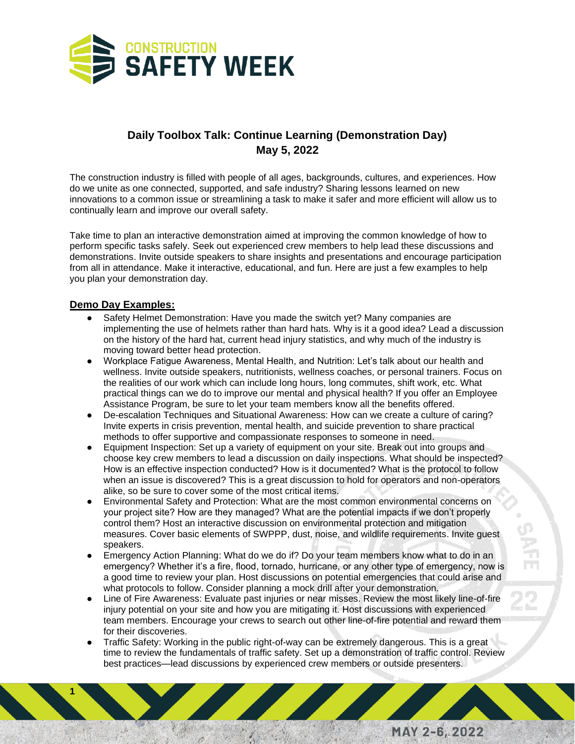# Daily Toolbox Talk: Continue Learning (Demonstration Day)
## May 5, 2022

The construction industry is filled with people of all ages, backgrounds, cultures, and experiences. How do we unite as one connected, supported, and safe industry? Sharing lessons learned on new innovations to a common issue or streamlining a task to make it safer and more efficient will allow us to continually learn and improve our overall safety.

Take time to plan an interactive demonstration aimed at improving the common knowledge of how to perform specific tasks safely. Seek out experienced crew members to help lead these discussions and demonstrations. Invite outside speakers to share insights and presentations and encourage participation from all in attendance. Make it interactive, educational, and fun. Here are just a few examples to help you plan your demonstration day.

**Demo Day Examples:**

- Safety Helmet Demonstration: Have you made the switch yet? Many companies are implementing the use of helmets rather than hard hats. Why is it a good idea? Lead a discussion on the history of the hard hat, current head injury statistics, and why much of the industry is moving toward better head protection.
- Workplace Fatigue Awareness, Mental Health, and Nutrition: Let's talk about our health and wellness. Invite outside speakers, nutritionists, wellness coaches, or personal trainers. Focus on the realities of our work which can include long hours, long commutes, shift work, etc. What practical things can we do to improve our mental and physical health? If you offer an Employee Assistance Program, be sure to let your team members know all the benefits offered.
- De-escalation Techniques and Situational Awareness: How can we create a culture of caring? Invite experts in crisis prevention, mental health, and suicide prevention to share practical methods to offer supportive and compassionate responses to someone in need.
- Equipment Inspection: Set up a variety of equipment on your site. Break out into groups and choose key crew members to lead a discussion on daily inspections. What should be inspected? How is an effective inspection conducted? How is it documented? What is the protocol to follow when an issue is discovered? This is a great discussion to hold for operators and non-operators alike, so be sure to cover some of the most critical items.
- Environmental Safety and Protection: What are the most common environmental concerns on your project site? How are they managed? What are the potential impacts if we don't properly control them? Host an interactive discussion on environmental protection and mitigation measures. Cover basic elements of SWPPP, dust, noise, and wildlife requirements. Invite guest speakers.
- Emergency Action Planning: What do we do if? Do your team members know what to do in an emergency? Whether it's a fire, flood, tornado, hurricane, or any other type of emergency, now is a good time to review your plan. Host discussions on potential emergencies that could arise and what protocols to follow. Consider planning a mock drill after your demonstration.
- Line of Fire Awareness: Evaluate past injuries or near misses. Review the most likely line-of-fire injury potential on your site and how you are mitigating it. Host discussions with experienced team members. Encourage your crews to search out other line-of-fire potential and reward them for their discoveries.
- Traffic Safety: Working in the public right-of-way can be extremely dangerous. This is a great time to review the fundamentals of traffic safety. Set up a demonstration of traffic control. Review best practices—lead discussions by experienced crew members or outside presenters.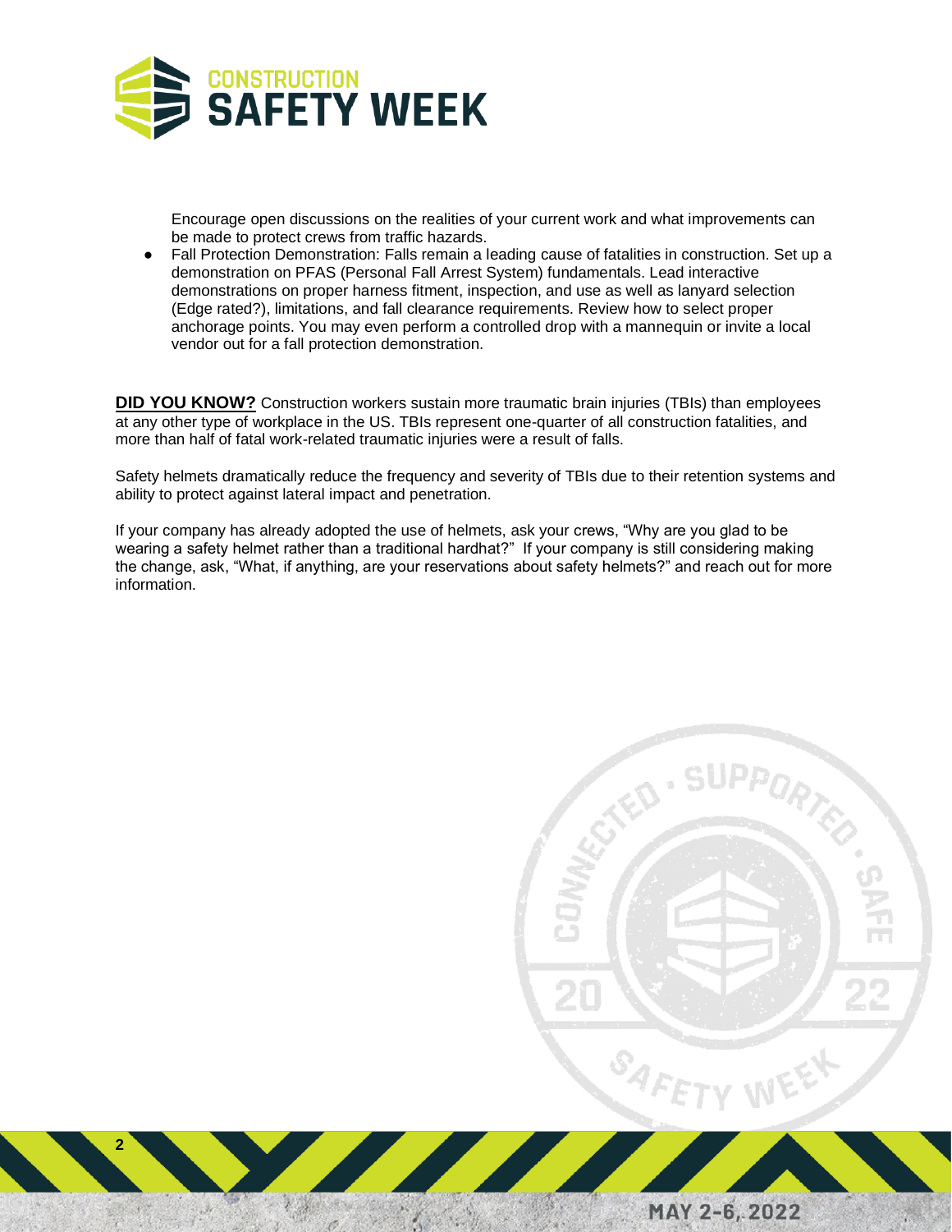Encourage open discussions on the realities of your current work and what improvements can be made to protect crews from traffic hazards.

- Fall Protection Demonstration: Falls remain a leading cause of fatalities in construction. Set up a demonstration on PFAS (Personal Fall Arrest System) fundamentals. Lead interactive demonstrations on proper harness fitment, inspection, and use as well as lanyard selection (Edge rated?), limitations, and fall clearance requirements. Review how to select proper anchorage points. You may even perform a controlled drop with a mannequin or invite a local vendor out for a fall protection demonstration.

**DID YOU KNOW?** Construction workers sustain more traumatic brain injuries (TBIs) than employees at any other type of workplace in the US. TBIs represent one-quarter of all construction fatalities, and more than half of fatal work-related traumatic injuries were a result of falls.

Safety helmets dramatically reduce the frequency and severity of TBIs due to their retention systems and ability to protect against lateral impact and penetration.

If your company has already adopted the use of helmets, ask your crews, “Why are you glad to be wearing a safety helmet rather than a traditional hardhat?” If your company is still considering making the change, ask, “What, if anything, are your reservations about safety helmets?” and reach out for more information.